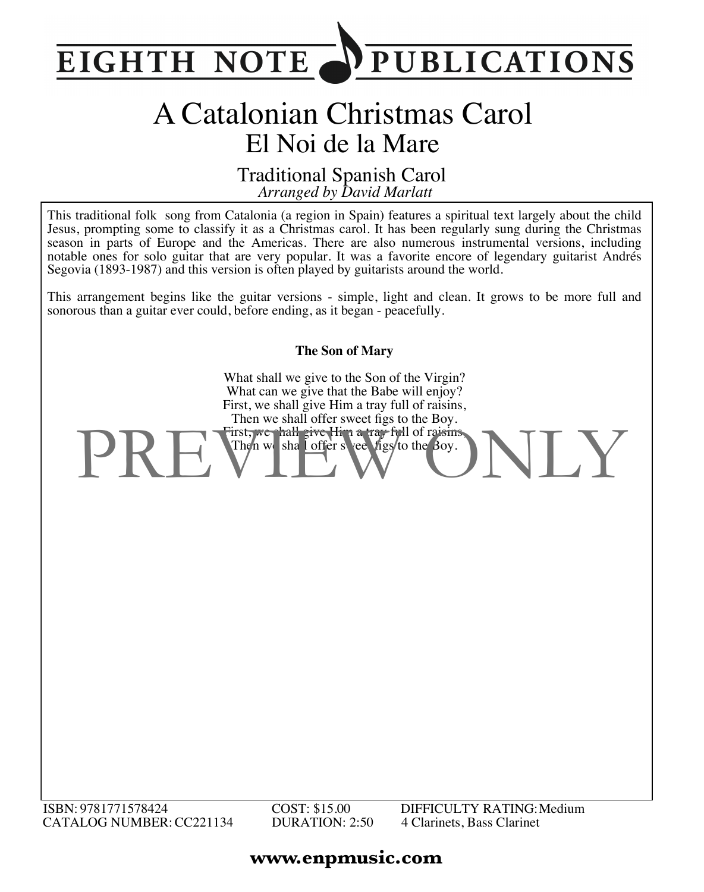# EIGHTH NOTE PUBLICATIONS

# A Catalonian Christmas Carol

## El Noi de la Mare

### Traditional Spanish Carol

*Arranged by David Marlatt*

This traditional folk song from Catalonia (a region in Spain) features a spiritual text largely about the child Jesus, prompting some to classify it as a Christmas carol. It has been regularly sung during the Christmas season in parts of Europe and the Americas. There are also numerous instrumental versions, including notable ones for solo guitar that are very popular. It was a favorite encore of legendary guitarist Andrés Segovia (1893-1987) and this version is often played by guitarists around the world.

This arrangement begins like the guitar versions - simple, light and clean. It grows to be more full and sonorous than a guitar ever could, before ending, as it began - peacefully.

**The Son of Mary**

What shall we give to the Son of the Virgin?
What can we give that the Babe will enjoy?
First, we shall give Him a tray full of raisins,
Then we shall offer sweet figs to the Boy.
First, we shall give Him a tray full of raisins,
Then we shall offer sweet figs to the Boy.

PREVIEW ONLY

ISBN: 9781771578424
CATALOG NUMBER: CC221134

COST: $15.00
DURATION: 2:50

DIFFICULTY RATING: Medium
4 Clarinets, Bass Clarinet

**www.enpmusic.com**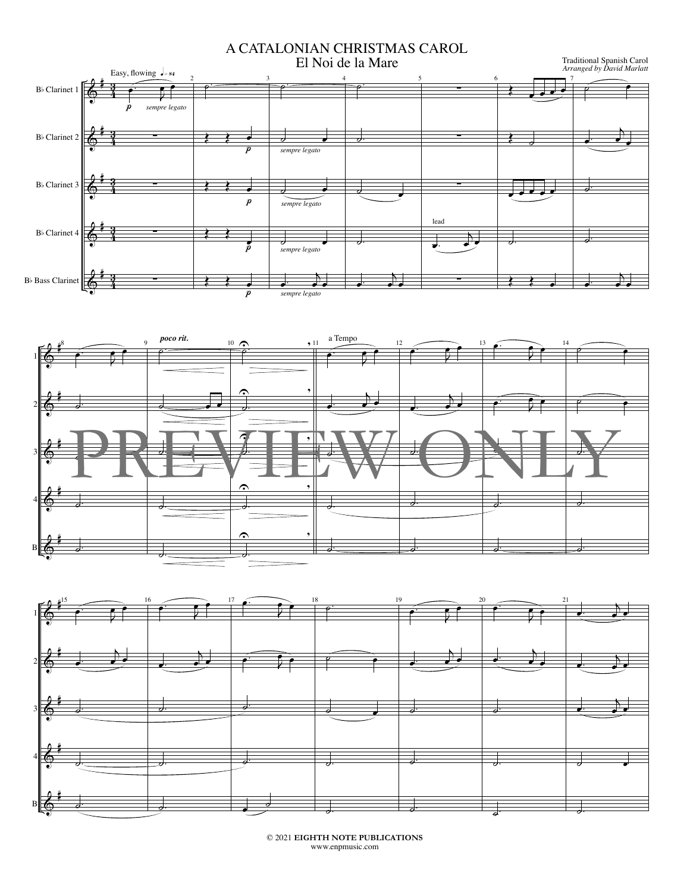# A CATALONIAN CHRISTMAS CAROL

## El Noi de la Mare

Traditional Spanish Carol
*Arranged by David Marlatt*

© 2021 **EIGHTH NOTE PUBLICATIONS**
www.enpmusic.com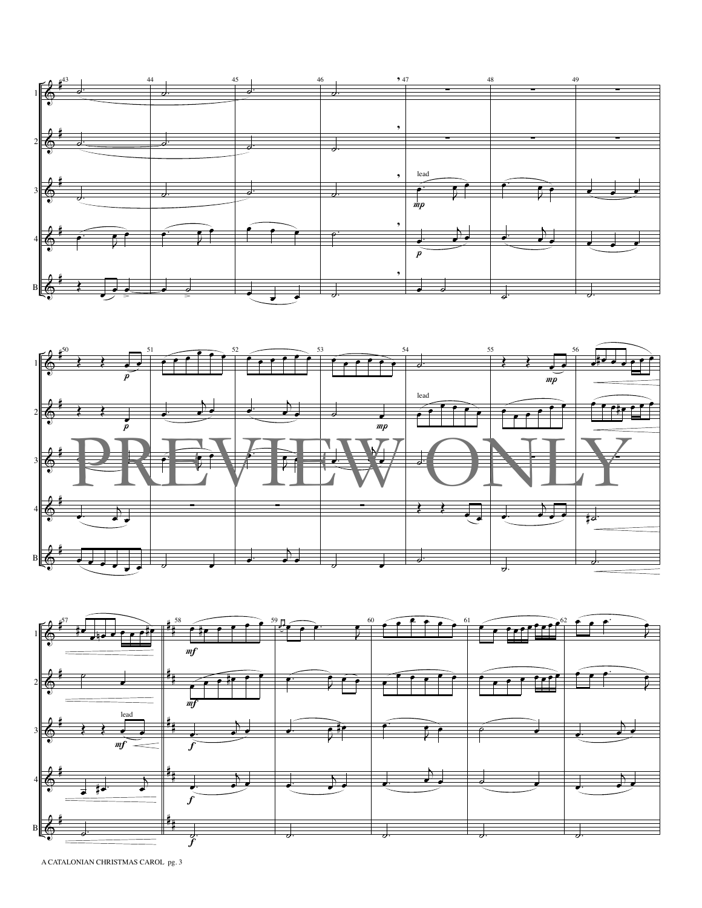PREVIEW ONLY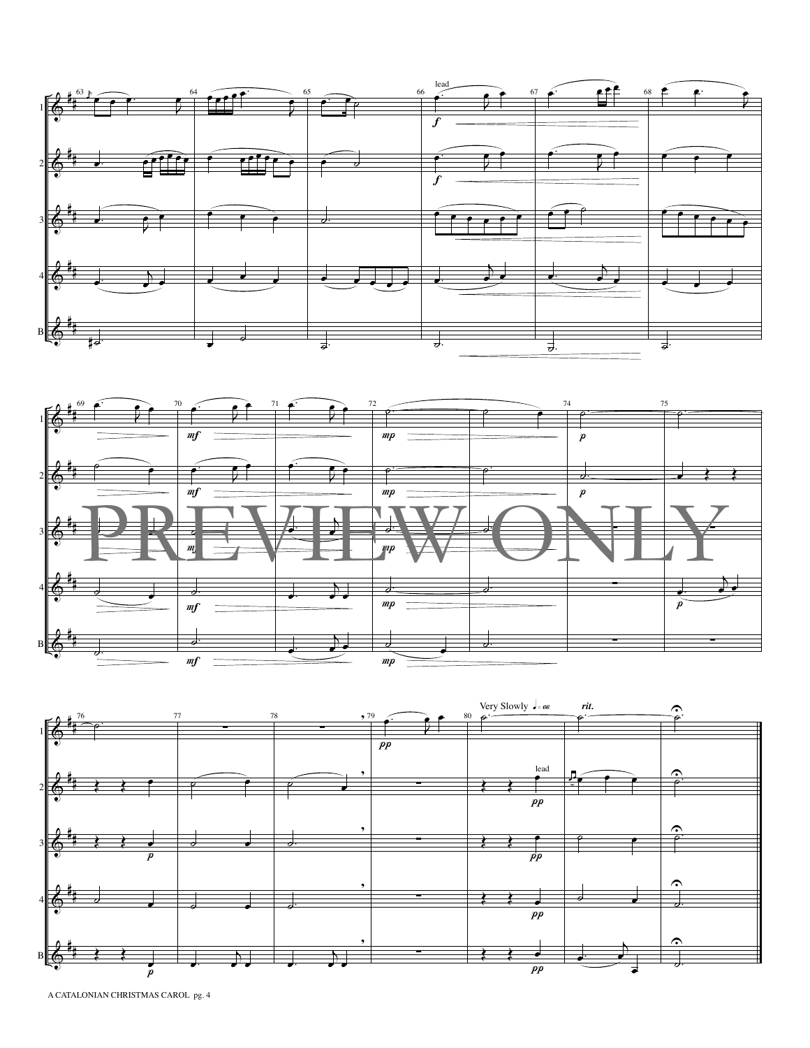PREVIEW ONLY